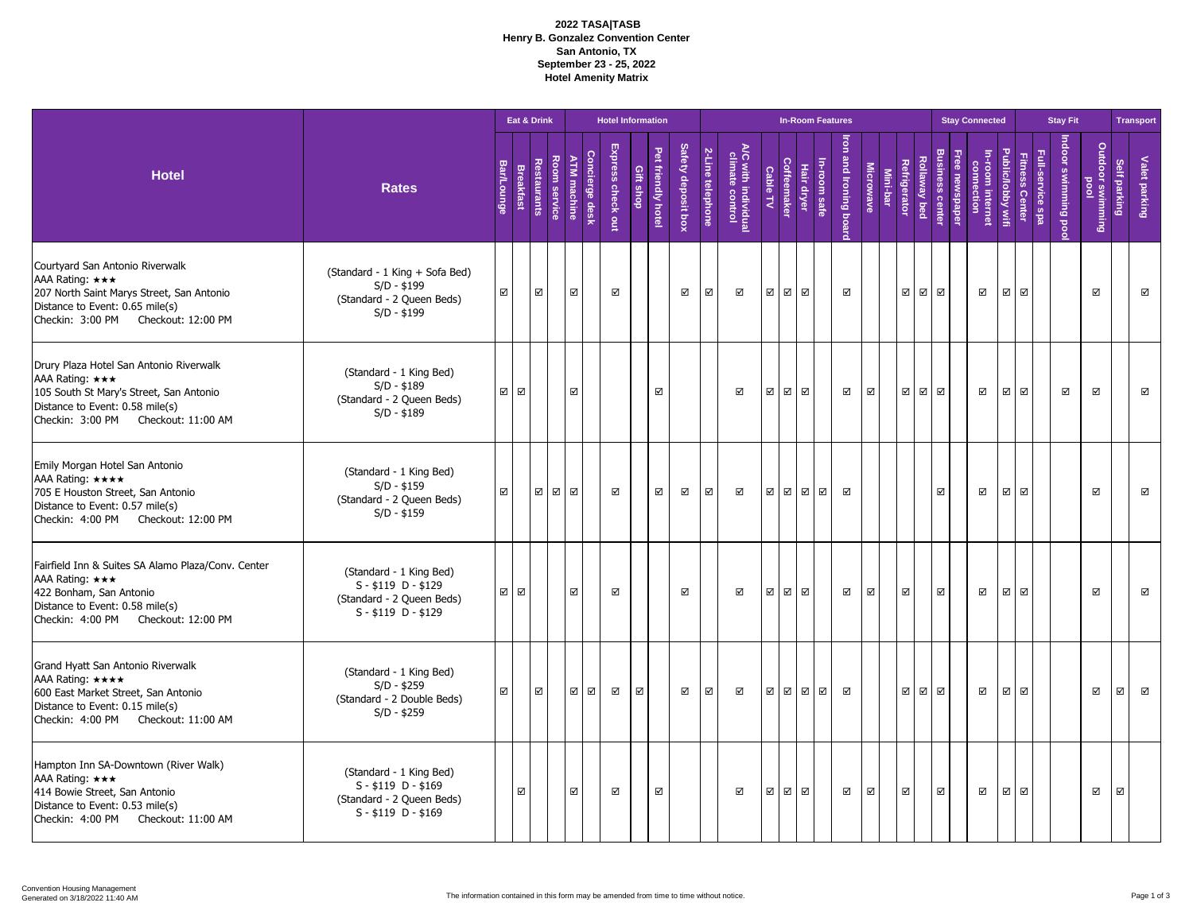**2022 TASA|TASB**
**Henry B. Gonzalez Convention Center**
**San Antonio, TX**
**September 23 - 25, 2022**
**Hotel Amenity Matrix**

| Hotel | Rates | Eat & Drink | | | | Hotel Information | | | | | | In-Room Features | | | | | | | | | | | Stay Connected | | | | Stay Fit | | | | Transport | |
|---|---|---|---|---|---|---|---|---|---|---|---|---|---|---|---|---|---|---|---|---|---|---|---|---|---|---|---|---|---|---|---|---|
| | | Bar/Lounge | Breakfast | Restaurants | Room service | ATM machine | Concierge desk | Express check out | Gift shop | Pet friendly hotel | Safety deposit box | 2-Line telephone | A/C with individual climate control | Cable TV | Coffeemaker | Hair dryer | In-room safe | Iron and ironing board | Microwave | Mini-bar | Refrigerator | Rollaway bed | Business center | Free newspaper | In-room internet connection | Public/lobby wifi | Fitness Center | Full-service spa | Indoor swimming pool | Outdoor swimming pool | Self parking | Valet parking |
| Courtyard San Antonio Riverwalk<br>AAA Rating: ★★★<br>207 North Saint Marys Street, San Antonio<br>Distance to Event: 0.65 mile(s)<br>Checkin: 3:00 PM Checkout: 12:00 PM | (Standard - 1 King + Sofa Bed)<br>S/D - $199<br>(Standard - 2 Queen Beds)<br>S/D - $199 | ☑ | | ☑ | | ☑ | | ☑ | | | ☑ | ☑ | ☑ | ☑ | ☑ | ☑ | | ☑ | | | ☑ | ☑ | ☑ | | ☑ | ☑ | ☑ | | | ☑ | | ☑ |
| Drury Plaza Hotel San Antonio Riverwalk<br>AAA Rating: ★★★<br>105 South St Mary's Street, San Antonio<br>Distance to Event: 0.58 mile(s)<br>Checkin: 3:00 PM Checkout: 11:00 AM | (Standard - 1 King Bed)<br>S/D - $189<br>(Standard - 2 Queen Beds)<br>S/D - $189 | ☑ | ☑ | | | ☑ | | | | ☑ | | | ☑ | ☑ | ☑ | ☑ | | ☑ | ☑ | | ☑ | ☑ | ☑ | | ☑ | ☑ | ☑ | | ☑ | ☑ | | ☑ |
| Emily Morgan Hotel San Antonio<br>AAA Rating: ★★★★<br>705 E Houston Street, San Antonio<br>Distance to Event: 0.57 mile(s)<br>Checkin: 4:00 PM Checkout: 12:00 PM | (Standard - 1 King Bed)<br>S/D - $159<br>(Standard - 2 Queen Beds)<br>S/D - $159 | ☑ | | ☑ | ☑ | ☑ | | ☑ | | ☑ | ☑ | ☑ | ☑ | ☑ | ☑ | ☑ | ☑ | ☑ | | | | | ☑ | | ☑ | ☑ | ☑ | | | ☑ | | ☑ |
| Fairfield Inn & Suites SA Alamo Plaza/Conv. Center<br>AAA Rating: ★★★<br>422 Bonham, San Antonio<br>Distance to Event: 0.58 mile(s)<br>Checkin: 4:00 PM Checkout: 12:00 PM | (Standard - 1 King Bed)<br>S - $119 D - $129<br>(Standard - 2 Queen Beds)<br>S - $119 D - $129 | ☑ | ☑ | | | ☑ | | ☑ | | | ☑ | | ☑ | ☑ | ☑ | ☑ | | ☑ | ☑ | | ☑ | | ☑ | | ☑ | ☑ | ☑ | | | ☑ | | ☑ |
| Grand Hyatt San Antonio Riverwalk<br>AAA Rating: ★★★★<br>600 East Market Street, San Antonio<br>Distance to Event: 0.15 mile(s)<br>Checkin: 4:00 PM Checkout: 11:00 AM | (Standard - 1 King Bed)<br>S/D - $259<br>(Standard - 2 Double Beds)<br>S/D - $259 | ☑ | | ☑ | | ☑ | ☑ | ☑ | ☑ | | ☑ | ☑ | ☑ | ☑ | ☑ | ☑ | ☑ | ☑ | | | ☑ | ☑ | ☑ | | ☑ | ☑ | ☑ | | | ☑ | ☑ | ☑ |
| Hampton Inn SA-Downtown (River Walk)<br>AAA Rating: ★★★<br>414 Bowie Street, San Antonio<br>Distance to Event: 0.53 mile(s)<br>Checkin: 4:00 PM Checkout: 11:00 AM | (Standard - 1 King Bed)<br>S - $119 D - $169<br>(Standard - 2 Queen Beds)<br>S - $119 D - $169 | | ☑ | | | ☑ | | ☑ | | ☑ | | | ☑ | ☑ | ☑ | ☑ | | ☑ | ☑ | | ☑ | | ☑ | | ☑ | ☑ | ☑ | | | ☑ | ☑ | |

Convention Housing Management
Generated on 3/18/2022 11:40 AM

The information contained in this form may be amended from time to time without notice.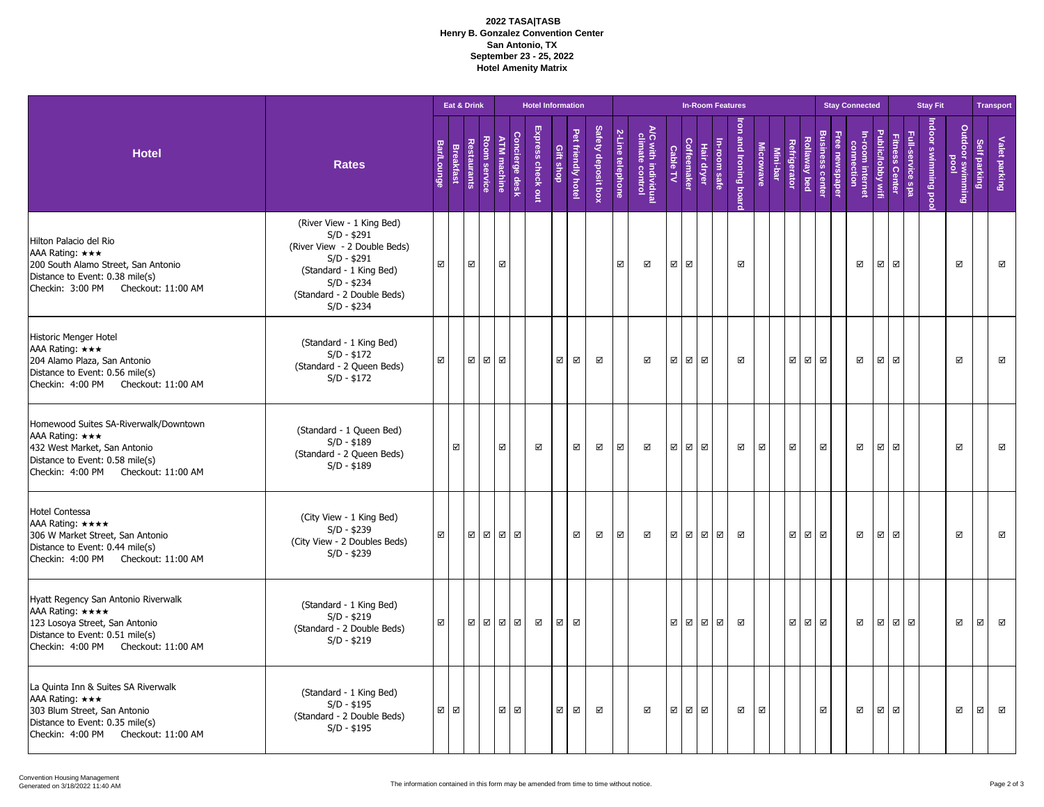**2022 TASA|TASB**
**Henry B. Gonzalez Convention Center**
**San Antonio, TX**
**September 23 - 25, 2022**
**Hotel Amenity Matrix**

| Hotel | Rates | Eat & Drink | | | | Hotel Information | | | | | | In-Room Features | | | | | | | | | | | Stay Connected | | | | Stay Fit | | | | Transport | |
|---|---|---|---|---|---|---|---|---|---|---|---|---|---|---|---|---|---|---|---|---|---|---|---|---|---|---|---|---|---|---|---|---|
| | | Bar/Lounge | Breakfast | Restaurants | Room service | ATM machine | Concierge desk | Express check out | Gift shop | Pet friendly hotel | Safety deposit box | 2-Line telephone | A/C with individual climate control | Cable TV | Coffeemaker | Hair dryer | In-room safe | Iron and ironing board | Microwave | Mini-bar | Refrigerator | Rollaway bed | Business center | Free newspaper | In-room internet connection | Public/lobby wifi | Fitness Center | Full-service spa | Indoor swimming pool | Outdoor swimming pool | Self parking | Valet parking |
| Hilton Palacio del Rio<br>AAA Rating: ★★★<br>200 South Alamo Street, San Antonio<br>Distance to Event: 0.38 mile(s)<br>Checkin: 3:00 PM Checkout: 11:00 AM | (River View - 1 King Bed)<br>S/D - $291<br>(River View - 2 Double Beds)<br>S/D - $291<br>(Standard - 1 King Bed)<br>S/D - $234<br>(Standard - 2 Double Beds)<br>S/D - $234 | ☑ | | ☑ | | ☑ | | | | | | ☑ | ☑ | ☑ | ☑ | | | ☑ | | | | | | | ☑ | ☑ | ☑ | | | ☑ | | ☑ |
| Historic Menger Hotel<br>AAA Rating: ★★★<br>204 Alamo Plaza, San Antonio<br>Distance to Event: 0.56 mile(s)<br>Checkin: 4:00 PM Checkout: 11:00 AM | (Standard - 1 King Bed)<br>S/D - $172<br>(Standard - 2 Queen Beds)<br>S/D - $172 | ☑ | | ☑ | ☑ | ☑ | | | ☑ | ☑ | ☑ | | ☑ | ☑ | ☑ | ☑ | | ☑ | | | ☑ | ☑ | ☑ | | ☑ | ☑ | ☑ | | | ☑ | | ☑ |
| Homewood Suites SA-Riverwalk/Downtown<br>AAA Rating: ★★★<br>432 West Market, San Antonio<br>Distance to Event: 0.58 mile(s)<br>Checkin: 4:00 PM Checkout: 11:00 AM | (Standard - 1 Queen Bed)<br>S/D - $189<br>(Standard - 2 Queen Beds)<br>S/D - $189 | | ☑ | | | ☑ | | ☑ | | ☑ | ☑ | ☑ | ☑ | ☑ | ☑ | ☑ | | ☑ | ☑ | | ☑ | | ☑ | | ☑ | ☑ | ☑ | | | ☑ | | ☑ |
| Hotel Contessa<br>AAA Rating: ★★★★<br>306 W Market Street, San Antonio<br>Distance to Event: 0.44 mile(s)<br>Checkin: 4:00 PM Checkout: 11:00 AM | (City View - 1 King Bed)<br>S/D - $239<br>(City View - 2 Doubles Beds)<br>S/D - $239 | ☑ | | ☑ | ☑ | ☑ | ☑ | | | ☑ | ☑ | ☑ | ☑ | ☑ | ☑ | ☑ | ☑ | ☑ | | | ☑ | ☑ | ☑ | | ☑ | ☑ | ☑ | | | ☑ | | ☑ |
| Hyatt Regency San Antonio Riverwalk<br>AAA Rating: ★★★★<br>123 Losoya Street, San Antonio<br>Distance to Event: 0.51 mile(s)<br>Checkin: 4:00 PM Checkout: 11:00 AM | (Standard - 1 King Bed)<br>S/D - $219<br>(Standard - 2 Double Beds)<br>S/D - $219 | ☑ | | ☑ | ☑ | ☑ | ☑ | ☑ | ☑ | ☑ | | | | ☑ | ☑ | ☑ | ☑ | ☑ | | | ☑ | ☑ | ☑ | | ☑ | ☑ | ☑ | ☑ | | ☑ | ☑ | ☑ |
| La Quinta Inn & Suites SA Riverwalk<br>AAA Rating: ★★★<br>303 Blum Street, San Antonio<br>Distance to Event: 0.35 mile(s)<br>Checkin: 4:00 PM Checkout: 11:00 AM | (Standard - 1 King Bed)<br>S/D - $195<br>(Standard - 2 Double Beds)<br>S/D - $195 | ☑ | ☑ | | | ☑ | ☑ | | ☑ | ☑ | ☑ | | ☑ | ☑ | ☑ | ☑ | | ☑ | ☑ | | | | ☑ | | ☑ | ☑ | ☑ | | | ☑ | ☑ | ☑ |

Convention Housing Management
Generated on 3/18/2022 11:40 AM

The information contained in this form may be amended from time to time without notice.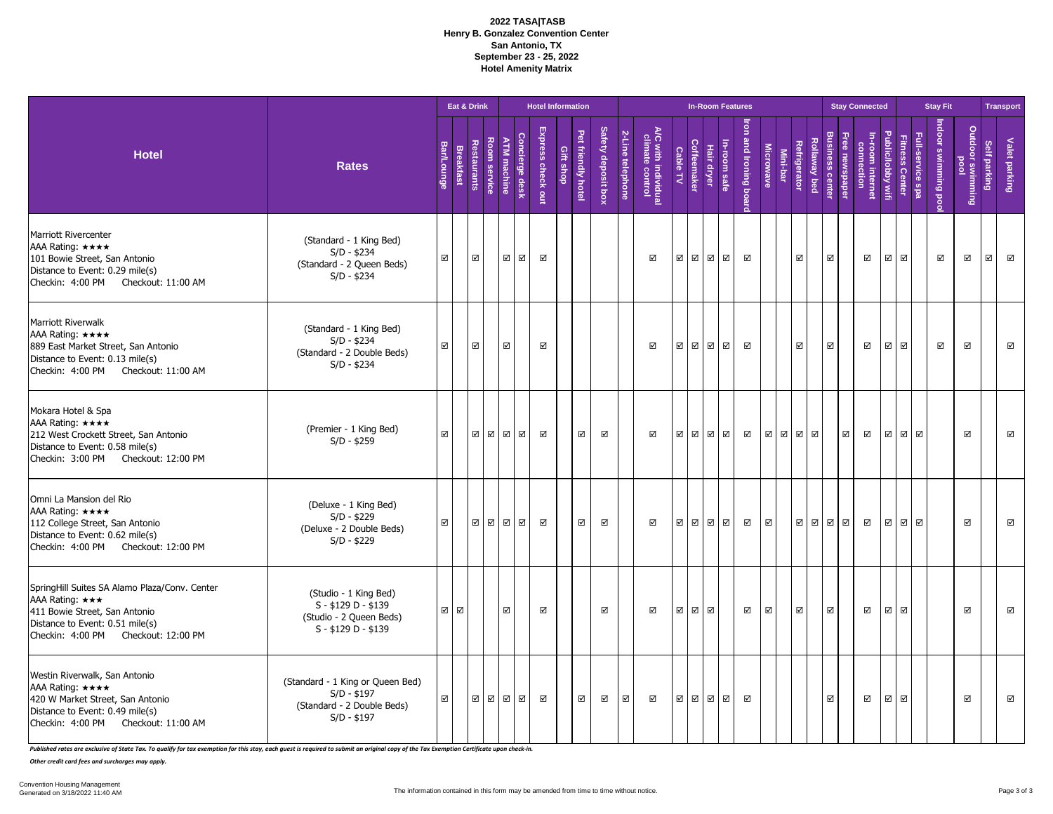**2022 TASA|TASB**
**Henry B. Gonzalez Convention Center**
**San Antonio, TX**
**September 23 - 25, 2022**
**Hotel Amenity Matrix**

| Hotel | Rates | Eat & Drink | | | | Hotel Information | | | | | | In-Room Features | | | | | | | | | | | Stay Connected | | | | Stay Fit | | | | Transport | |
|---|---|---|---|---|---|---|---|---|---|---|---|---|---|---|---|---|---|---|---|---|---|---|---|---|---|---|---|---|---|---|---|---|
| | | Bar/Lounge | Breakfast | Restaurants | Room service | ATM machine | Concierge desk | Express check out | Gift shop | Pet friendly hotel | Safety deposit box | 2-Line telephone | A/C with individual climate control | Cable TV | Coffeemaker | Hair dryer | In-room safe | Iron and ironing board | Microwave | Mini-bar | Refrigerator | Rollaway bed | Business center | Free newspaper | In-room internet connection | Public/lobby wifi | Fitness Center | Full-service spa | Indoor swimming pool | Outdoor swimming pool | Self parking | Valet parking |
| Marriott Rivercenter<br>AAA Rating: ★★★★<br>101 Bowie Street, San Antonio<br>Distance to Event: 0.29 mile(s)<br>Checkin: 4:00 PM Checkout: 11:00 AM | (Standard - 1 King Bed)<br>S/D - $234<br>(Standard - 2 Queen Beds)<br>S/D - $234 | ☑ | | ☑ | | ☑ | ☑ | ☑ | | | | | ☑ | ☑ | ☑ | ☑ | ☑ | ☑ | | | ☑ | | ☑ | | ☑ | ☑ | ☑ | | ☑ | ☑ | ☑ | ☑ |
| Marriott Riverwalk<br>AAA Rating: ★★★★<br>889 East Market Street, San Antonio<br>Distance to Event: 0.13 mile(s)<br>Checkin: 4:00 PM Checkout: 11:00 AM | (Standard - 1 King Bed)<br>S/D - $234<br>(Standard - 2 Double Beds)<br>S/D - $234 | ☑ | | ☑ | | ☑ | | ☑ | | | | | ☑ | ☑ | ☑ | ☑ | ☑ | ☑ | | | ☑ | | ☑ | | ☑ | ☑ | ☑ | | ☑ | ☑ | | ☑ |
| Mokara Hotel & Spa<br>AAA Rating: ★★★★<br>212 West Crockett Street, San Antonio<br>Distance to Event: 0.58 mile(s)<br>Checkin: 3:00 PM Checkout: 12:00 PM | (Premier - 1 King Bed)<br>S/D - $259 | ☑ | | ☑ | ☑ | ☑ | ☑ | ☑ | | ☑ | ☑ | | ☑ | ☑ | ☑ | ☑ | ☑ | ☑ | ☑ | ☑ | ☑ | ☑ | | ☑ | ☑ | ☑ | ☑ | ☑ | | ☑ | | ☑ |
| Omni La Mansion del Rio<br>AAA Rating: ★★★★<br>112 College Street, San Antonio<br>Distance to Event: 0.62 mile(s)<br>Checkin: 4:00 PM Checkout: 12:00 PM | (Deluxe - 1 King Bed)<br>S/D - $229<br>(Deluxe - 2 Double Beds)<br>S/D - $229 | ☑ | | ☑ | ☑ | ☑ | ☑ | ☑ | | ☑ | ☑ | | ☑ | ☑ | ☑ | ☑ | ☑ | ☑ | ☑ | | ☑ | ☑ | ☑ | ☑ | ☑ | ☑ | ☑ | ☑ | | ☑ | | ☑ |
| SpringHill Suites SA Alamo Plaza/Conv. Center<br>AAA Rating: ★★★<br>411 Bowie Street, San Antonio<br>Distance to Event: 0.51 mile(s)<br>Checkin: 4:00 PM Checkout: 12:00 PM | (Studio - 1 King Bed)<br>S - $129 D - $139<br>(Studio - 2 Queen Beds)<br>S - $129 D - $139 | ☑ | ☑ | | | ☑ | | ☑ | | | ☑ | | ☑ | ☑ | ☑ | ☑ | | ☑ | ☑ | | ☑ | | ☑ | | ☑ | ☑ | ☑ | | | ☑ | | ☑ |
| Westin Riverwalk, San Antonio<br>AAA Rating: ★★★★<br>420 W Market Street, San Antonio<br>Distance to Event: 0.49 mile(s)<br>Checkin: 4:00 PM Checkout: 11:00 AM | (Standard - 1 King or Queen Bed)<br>S/D - $197<br>(Standard - 2 Double Beds)<br>S/D - $197 | ☑ | | ☑ | ☑ | ☑ | ☑ | ☑ | | ☑ | ☑ | ☑ | ☑ | ☑ | ☑ | ☑ | ☑ | ☑ | | | | | ☑ | | ☑ | ☑ | ☑ | | | ☑ | | ☑ |

*Published rates are exclusive of State Tax. To qualify for tax exemption for this stay, each guest is required to submit an original copy of the Tax Exemption Certificate upon check-in.*

*Other credit card fees and surcharges may apply.*

Convention Housing Management
Generated on 3/18/2022 11:40 AM

The information contained in this form may be amended from time to time without notice.